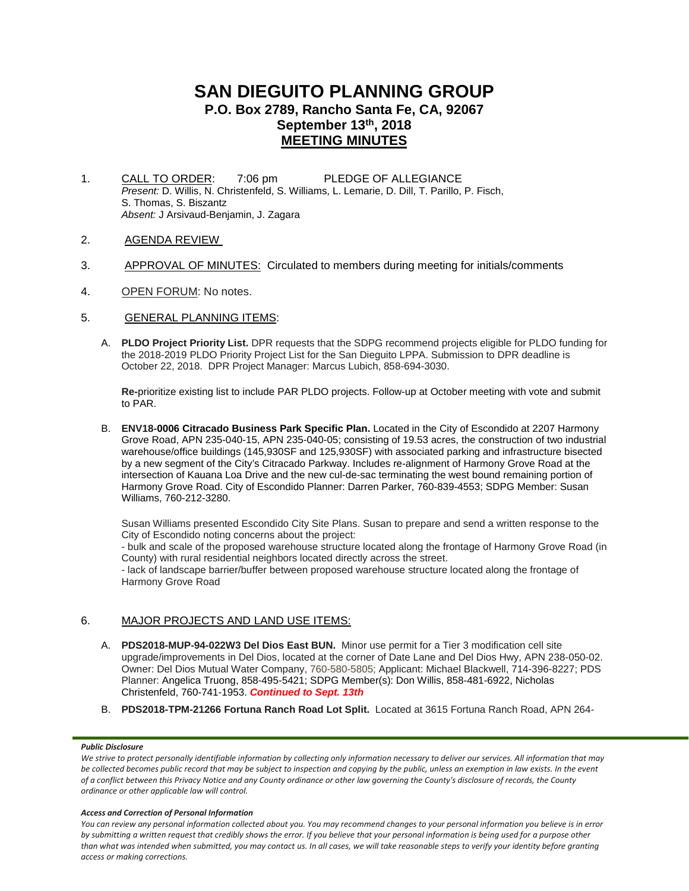# SAN DIEGUITO PLANNING GROUP

## P.O. Box 2789, Rancho Santa Fe, CA, 92067

## September 13th, 2018

## MEETING MINUTES

1. CALL TO ORDER: 7:06 pm PLEDGE OF ALLEGIANCE
   *Present:* D. Willis, N. Christenfeld, S. Williams, L. Lemarie, D. Dill, T. Parillo, P. Fisch, S. Thomas, S. Biszantz
   *Absent:* J Arsivaud-Benjamin, J. Zagara

2. AGENDA REVIEW

3. APPROVAL OF MINUTES: Circulated to members during meeting for initials/comments

4. OPEN FORUM: No notes.

5. GENERAL PLANNING ITEMS:

   A. **PLDO Project Priority List.** DPR requests that the SDPG recommend projects eligible for PLDO funding for the 2018-2019 PLDO Priority Project List for the San Dieguito LPPA. Submission to DPR deadline is October 22, 2018. DPR Project Manager: Marcus Lubich, 858-694-3030.

      **Re-**prioritize existing list to include PAR PLDO projects. Follow-up at October meeting with vote and submit to PAR.

   B. **ENV18-0006 Citracado Business Park Specific Plan.** Located in the City of Escondido at 2207 Harmony Grove Road, APN 235-040-15, APN 235-040-05; consisting of 19.53 acres, the construction of two industrial warehouse/office buildings (145,930SF and 125,930SF) with associated parking and infrastructure bisected by a new segment of the City's Citracado Parkway. Includes re-alignment of Harmony Grove Road at the intersection of Kauana Loa Drive and the new cul-de-sac terminating the west bound remaining portion of Harmony Grove Road. City of Escondido Planner: Darren Parker, 760-839-4553; SDPG Member: Susan Williams, 760-212-3280.

      Susan Williams presented Escondido City Site Plans. Susan to prepare and send a written response to the City of Escondido noting concerns about the project:
      - bulk and scale of the proposed warehouse structure located along the frontage of Harmony Grove Road (in County) with rural residential neighbors located directly across the street.
      - lack of landscape barrier/buffer between proposed warehouse structure located along the frontage of Harmony Grove Road

6. MAJOR PROJECTS AND LAND USE ITEMS:

   A. **PDS2018-MUP-94-022W3 Del Dios East BUN.** Minor use permit for a Tier 3 modification cell site upgrade/improvements in Del Dios, located at the corner of Date Lane and Del Dios Hwy, APN 238-050-02. Owner: Del Dios Mutual Water Company, 760-580-5805; Applicant: Michael Blackwell, 714-396-8227; PDS Planner: Angelica Truong, 858-495-5421; SDPG Member(s): Don Willis, 858-481-6922, Nicholas Christenfeld, 760-741-1953. ***Continued to Sept. 13th***

   B. **PDS2018-TPM-21266 Fortuna Ranch Road Lot Split.** Located at 3615 Fortuna Ranch Road, APN 264-

***Public Disclosure***

*We strive to protect personally identifiable information by collecting only information necessary to deliver our services. All information that may be collected becomes public record that may be subject to inspection and copying by the public, unless an exemption in law exists. In the event of a conflict between this Privacy Notice and any County ordinance or other law governing the County's disclosure of records, the County ordinance or other applicable law will control.*

***Access and Correction of Personal Information***

*You can review any personal information collected about you. You may recommend changes to your personal information you believe is in error by submitting a written request that credibly shows the error. If you believe that your personal information is being used for a purpose other than what was intended when submitted, you may contact us. In all cases, we will take reasonable steps to verify your identity before granting access or making corrections.*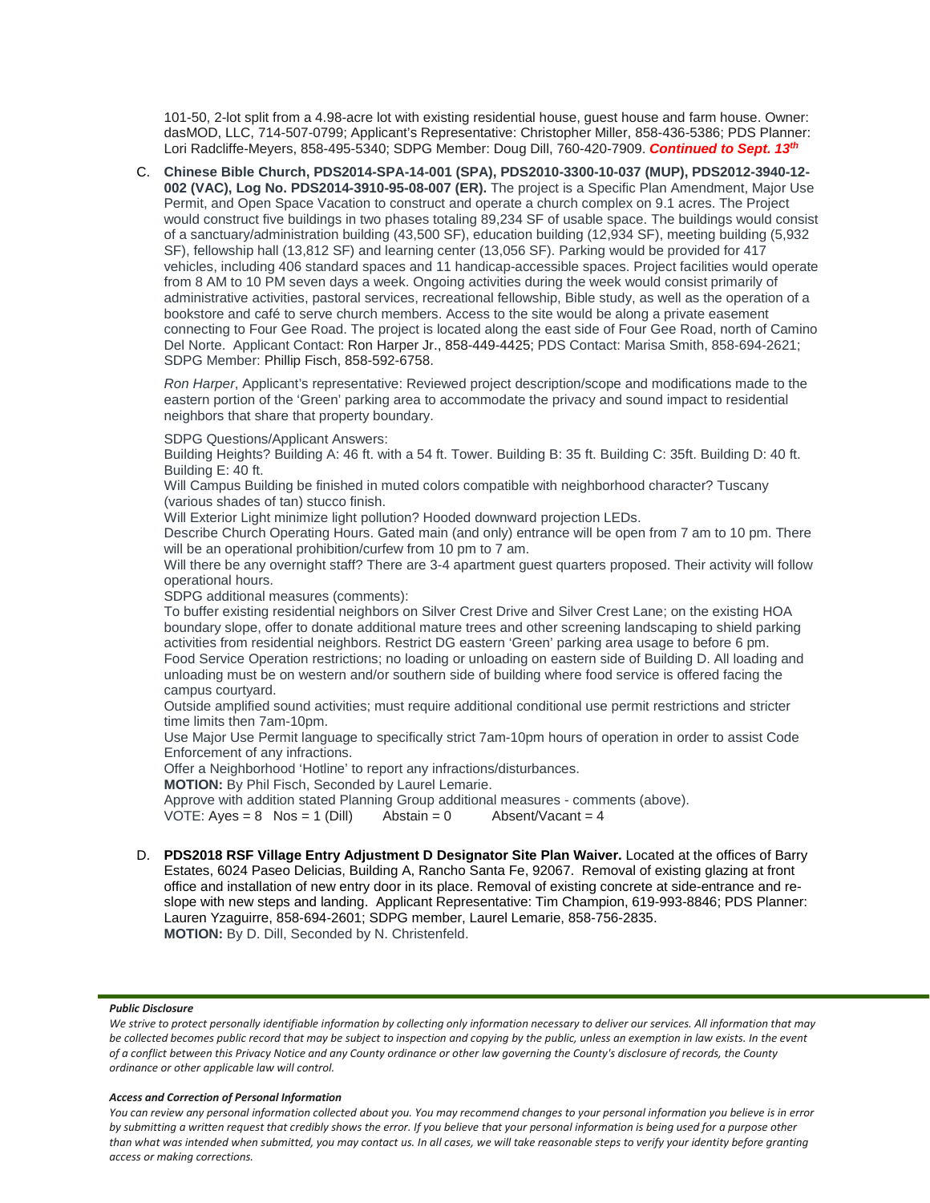101-50, 2-lot split from a 4.98-acre lot with existing residential house, guest house and farm house. Owner: dasMOD, LLC, 714-507-0799; Applicant's Representative: Christopher Miller, 858-436-5386; PDS Planner: Lori Radcliffe-Meyers, 858-495-5340; SDPG Member: Doug Dill, 760-420-7909. ***Continued to Sept. 13th***

C. **Chinese Bible Church, PDS2014-SPA-14-001 (SPA), PDS2010-3300-10-037 (MUP), PDS2012-3940-12-002 (VAC), Log No. PDS2014-3910-95-08-007 (ER).** The project is a Specific Plan Amendment, Major Use Permit, and Open Space Vacation to construct and operate a church complex on 9.1 acres. The Project would construct five buildings in two phases totaling 89,234 SF of usable space. The buildings would consist of a sanctuary/administration building (43,500 SF), education building (12,934 SF), meeting building (5,932 SF), fellowship hall (13,812 SF) and learning center (13,056 SF). Parking would be provided for 417 vehicles, including 406 standard spaces and 11 handicap-accessible spaces. Project facilities would operate from 8 AM to 10 PM seven days a week. Ongoing activities during the week would consist primarily of administrative activities, pastoral services, recreational fellowship, Bible study, as well as the operation of a bookstore and café to serve church members. Access to the site would be along a private easement connecting to Four Gee Road. The project is located along the east side of Four Gee Road, north of Camino Del Norte. Applicant Contact: Ron Harper Jr., 858-449-4425; PDS Contact: Marisa Smith, 858-694-2621; SDPG Member: Phillip Fisch, 858-592-6758.

   *Ron Harper*, Applicant's representative: Reviewed project description/scope and modifications made to the eastern portion of the 'Green' parking area to accommodate the privacy and sound impact to residential neighbors that share that property boundary.

   SDPG Questions/Applicant Answers:
   Building Heights? Building A: 46 ft. with a 54 ft. Tower. Building B: 35 ft. Building C: 35ft. Building D: 40 ft. Building E: 40 ft.
   Will Campus Building be finished in muted colors compatible with neighborhood character? Tuscany (various shades of tan) stucco finish.
   Will Exterior Light minimize light pollution? Hooded downward projection LEDs.
   Describe Church Operating Hours. Gated main (and only) entrance will be open from 7 am to 10 pm. There will be an operational prohibition/curfew from 10 pm to 7 am.
   Will there be any overnight staff? There are 3-4 apartment guest quarters proposed. Their activity will follow operational hours.
   SDPG additional measures (comments):
   To buffer existing residential neighbors on Silver Crest Drive and Silver Crest Lane; on the existing HOA boundary slope, offer to donate additional mature trees and other screening landscaping to shield parking activities from residential neighbors. Restrict DG eastern 'Green' parking area usage to before 6 pm.
   Food Service Operation restrictions; no loading or unloading on eastern side of Building D. All loading and unloading must be on western and/or southern side of building where food service is offered facing the campus courtyard.
   Outside amplified sound activities; must require additional conditional use permit restrictions and stricter time limits then 7am-10pm.
   Use Major Use Permit language to specifically strict 7am-10pm hours of operation in order to assist Code Enforcement of any infractions.
   Offer a Neighborhood 'Hotline' to report any infractions/disturbances.
   **MOTION:** By Phil Fisch, Seconded by Laurel Lemarie.
   Approve with addition stated Planning Group additional measures - comments (above).
   VOTE: Ayes = 8 Nos = 1 (Dill) Abstain = 0 Absent/Vacant = 4

D. **PDS2018 RSF Village Entry Adjustment D Designator Site Plan Waiver.** Located at the offices of Barry Estates, 6024 Paseo Delicias, Building A, Rancho Santa Fe, 92067. Removal of existing glazing at front office and installation of new entry door in its place. Removal of existing concrete at side-entrance and re-slope with new steps and landing. Applicant Representative: Tim Champion, 619-993-8846; PDS Planner: Lauren Yzaguirre, 858-694-2601; SDPG member, Laurel Lemarie, 858-756-2835.
   **MOTION:** By D. Dill, Seconded by N. Christenfeld.

***Public Disclosure***

*We strive to protect personally identifiable information by collecting only information necessary to deliver our services. All information that may be collected becomes public record that may be subject to inspection and copying by the public, unless an exemption in law exists. In the event of a conflict between this Privacy Notice and any County ordinance or other law governing the County's disclosure of records, the County ordinance or other applicable law will control.*

***Access and Correction of Personal Information***

*You can review any personal information collected about you. You may recommend changes to your personal information you believe is in error by submitting a written request that credibly shows the error. If you believe that your personal information is being used for a purpose other than what was intended when submitted, you may contact us. In all cases, we will take reasonable steps to verify your identity before granting access or making corrections.*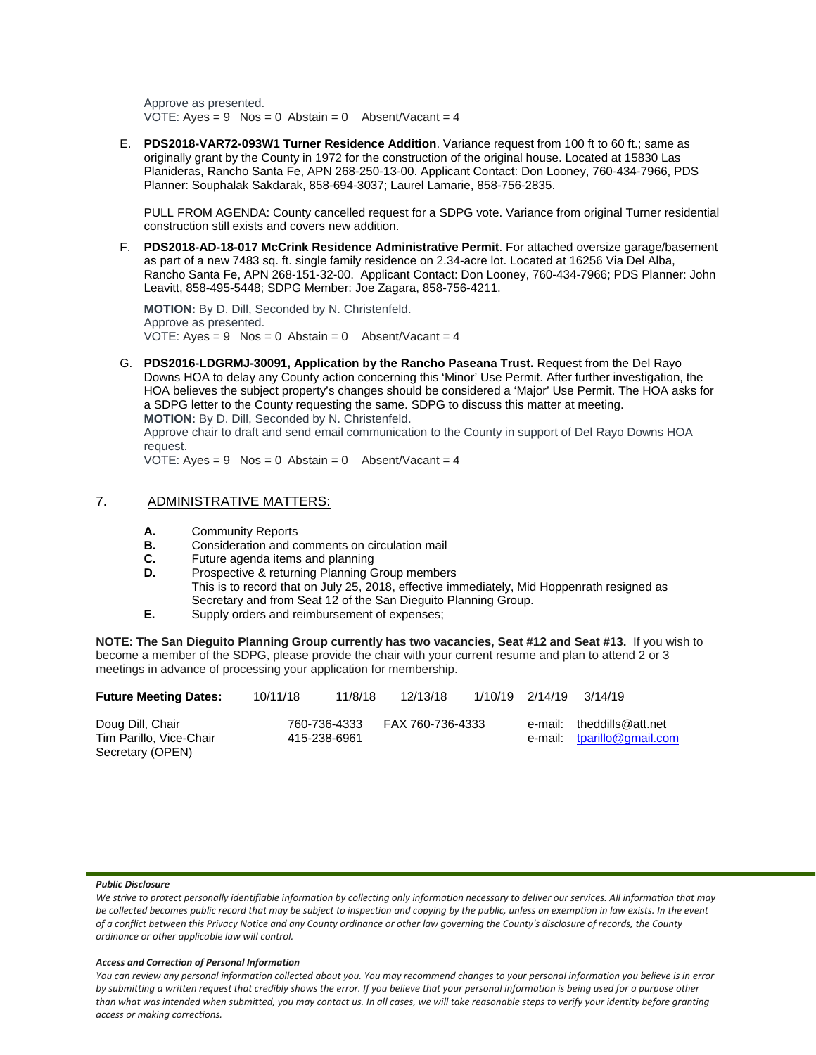Approve as presented.
VOTE: Ayes = 9 Nos = 0 Abstain = 0 Absent/Vacant = 4

E. **PDS2018-VAR72-093W1 Turner Residence Addition**. Variance request from 100 ft to 60 ft.; same as originally grant by the County in 1972 for the construction of the original house. Located at 15830 Las Planideras, Rancho Santa Fe, APN 268-250-13-00. Applicant Contact: Don Looney, 760-434-7966, PDS Planner: Souphalak Sakdarak, 858-694-3037; Laurel Lamarie, 858-756-2835.

   PULL FROM AGENDA: County cancelled request for a SDPG vote. Variance from original Turner residential construction still exists and covers new addition.

F. **PDS2018-AD-18-017 McCrink Residence Administrative Permit**. For attached oversize garage/basement as part of a new 7483 sq. ft. single family residence on 2.34-acre lot. Located at 16256 Via Del Alba, Rancho Santa Fe, APN 268-151-32-00. Applicant Contact: Don Looney, 760-434-7966; PDS Planner: John Leavitt, 858-495-5448; SDPG Member: Joe Zagara, 858-756-4211.

   **MOTION:** By D. Dill, Seconded by N. Christenfeld.
   Approve as presented.
   VOTE: Ayes = 9 Nos = 0 Abstain = 0 Absent/Vacant = 4

G. **PDS2016-LDGRMJ-30091, Application by the Rancho Paseana Trust.** Request from the Del Rayo Downs HOA to delay any County action concerning this 'Minor' Use Permit. After further investigation, the HOA believes the subject property's changes should be considered a 'Major' Use Permit. The HOA asks for a SDPG letter to the County requesting the same. SDPG to discuss this matter at meeting.
   **MOTION:** By D. Dill, Seconded by N. Christenfeld.
   Approve chair to draft and send email communication to the County in support of Del Rayo Downs HOA request.
   VOTE: Ayes = 9 Nos = 0 Abstain = 0 Absent/Vacant = 4

## 7. ADMINISTRATIVE MATTERS:

**A.** Community Reports
**B.** Consideration and comments on circulation mail
**C.** Future agenda items and planning
**D.** Prospective & returning Planning Group members
This is to record that on July 25, 2018, effective immediately, Mid Hoppenrath resigned as Secretary and from Seat 12 of the San Dieguito Planning Group.
**E.** Supply orders and reimbursement of expenses;

**NOTE: The San Dieguito Planning Group currently has two vacancies, Seat #12 and Seat #13.** If you wish to become a member of the SDPG, please provide the chair with your current resume and plan to attend 2 or 3 meetings in advance of processing your application for membership.

**Future Meeting Dates:** 10/11/18 11/8/18 12/13/18 1/10/19 2/14/19 3/14/19

| | | | |
|---|---|---|---|
| Doug Dill, Chair | 760-736-4333 | FAX 760-736-4333 | e-mail: theddills@att.net |
| Tim Parillo, Vice-Chair | 415-238-6961 | | e-mail: tparillo@gmail.com |
| Secretary (OPEN) | | | |

***Public Disclosure***

*We strive to protect personally identifiable information by collecting only information necessary to deliver our services. All information that may be collected becomes public record that may be subject to inspection and copying by the public, unless an exemption in law exists. In the event of a conflict between this Privacy Notice and any County ordinance or other law governing the County's disclosure of records, the County ordinance or other applicable law will control.*

***Access and Correction of Personal Information***

*You can review any personal information collected about you. You may recommend changes to your personal information you believe is in error by submitting a written request that credibly shows the error. If you believe that your personal information is being used for a purpose other than what was intended when submitted, you may contact us. In all cases, we will take reasonable steps to verify your identity before granting access or making corrections.*